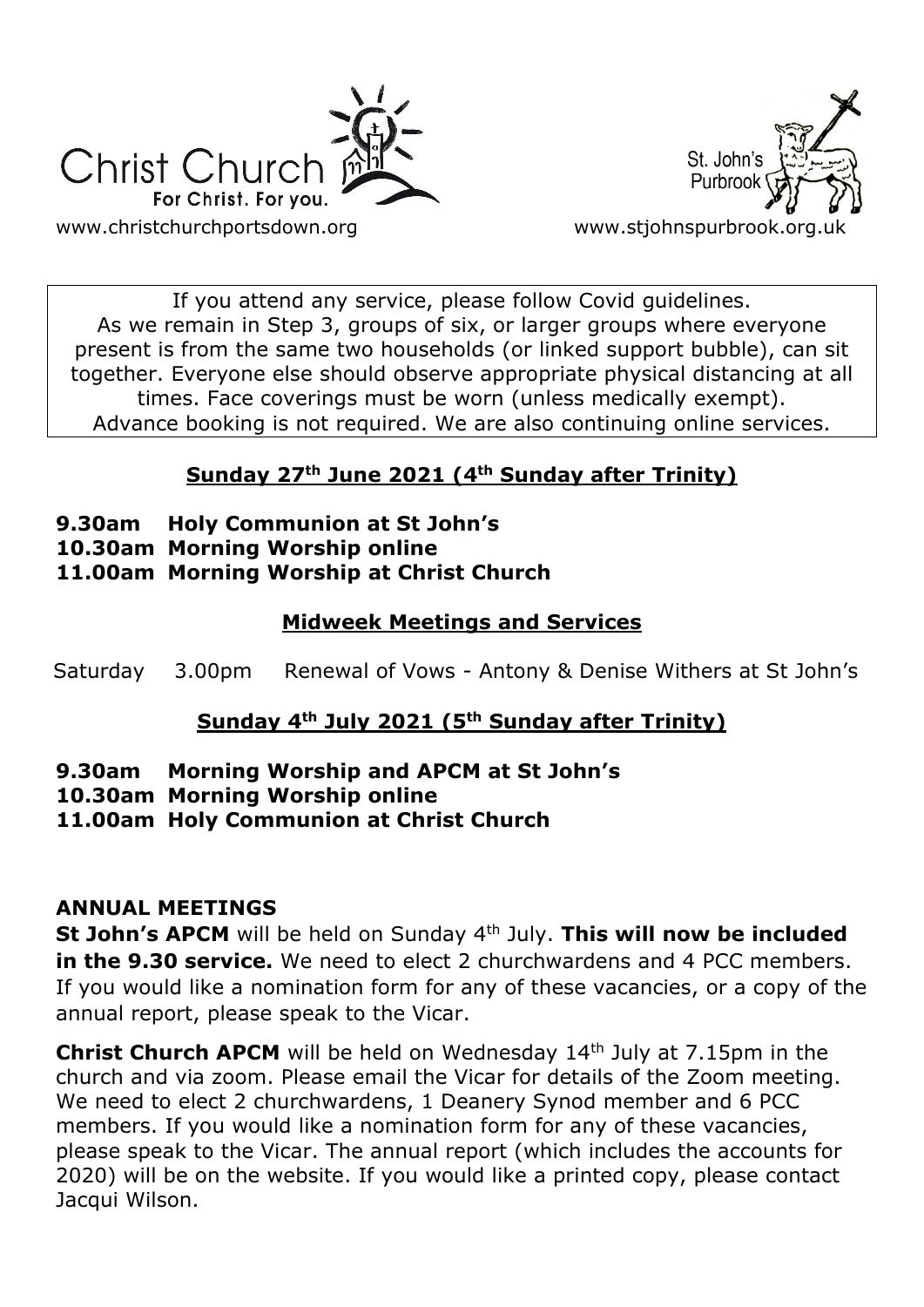Christ Church
For Christ. For you.
www.christchurchportsdown.org

St. John's Purbrook
www.stjohnspurbrook.org.uk

If you attend any service, please follow Covid guidelines. As we remain in Step 3, groups of six, or larger groups where everyone present is from the same two households (or linked support bubble), can sit together. Everyone else should observe appropriate physical distancing at all times. Face coverings must be worn (unless medically exempt). Advance booking is not required. We are also continuing online services.

## Sunday 27th June 2021 (4th Sunday after Trinity)

**9.30am Holy Communion at St John's**
**10.30am Morning Worship online**
**11.00am Morning Worship at Christ Church**

## Midweek Meetings and Services

Saturday 3.00pm Renewal of Vows - Antony & Denise Withers at St John's

## Sunday 4th July 2021 (5th Sunday after Trinity)

**9.30am Morning Worship and APCM at St John's**
**10.30am Morning Worship online**
**11.00am Holy Communion at Christ Church**

### ANNUAL MEETINGS

**St John's APCM** will be held on Sunday 4th July. **This will now be included in the 9.30 service.** We need to elect 2 churchwardens and 4 PCC members. If you would like a nomination form for any of these vacancies, or a copy of the annual report, please speak to the Vicar.

**Christ Church APCM** will be held on Wednesday 14th July at 7.15pm in the church and via zoom. Please email the Vicar for details of the Zoom meeting. We need to elect 2 churchwardens, 1 Deanery Synod member and 6 PCC members. If you would like a nomination form for any of these vacancies, please speak to the Vicar. The annual report (which includes the accounts for 2020) will be on the website. If you would like a printed copy, please contact Jacqui Wilson.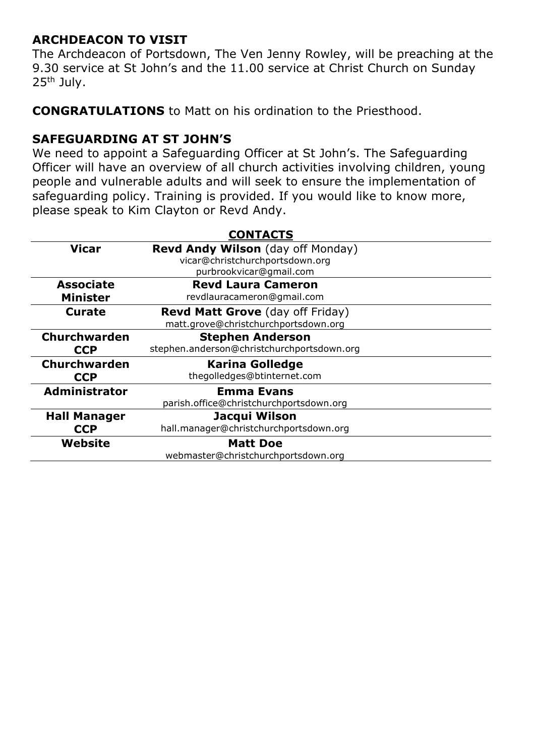## ARCHDEACON TO VISIT

The Archdeacon of Portsdown, The Ven Jenny Rowley, will be preaching at the 9.30 service at St John's and the 11.00 service at Christ Church on Sunday 25th July.

**CONGRATULATIONS** to Matt on his ordination to the Priesthood.

## SAFEGUARDING AT ST JOHN'S

We need to appoint a Safeguarding Officer at St John's. The Safeguarding Officer will have an overview of all church activities involving children, young people and vulnerable adults and will seek to ensure the implementation of safeguarding policy. Training is provided. If you would like to know more, please speak to Kim Clayton or Revd Andy.

## CONTACTS

| | |
|---|---|
| **Vicar** | **Revd Andy Wilson** (day off Monday)<br>vicar@christchurchportsdown.org<br>purbrookvicar@gmail.com |
| **Associate Minister** | **Revd Laura Cameron**<br>revdlauracameron@gmail.com |
| **Curate** | **Revd Matt Grove** (day off Friday)<br>matt.grove@christchurchportsdown.org |
| **Churchwarden CCP** | **Stephen Anderson**<br>stephen.anderson@christchurchportsdown.org |
| **Churchwarden CCP** | **Karina Golledge**<br>thegolledges@btinternet.com |
| **Administrator** | **Emma Evans**<br>parish.office@christchurchportsdown.org |
| **Hall Manager CCP** | **Jacqui Wilson**<br>hall.manager@christchurchportsdown.org |
| **Website** | **Matt Doe**<br>webmaster@christchurchportsdown.org |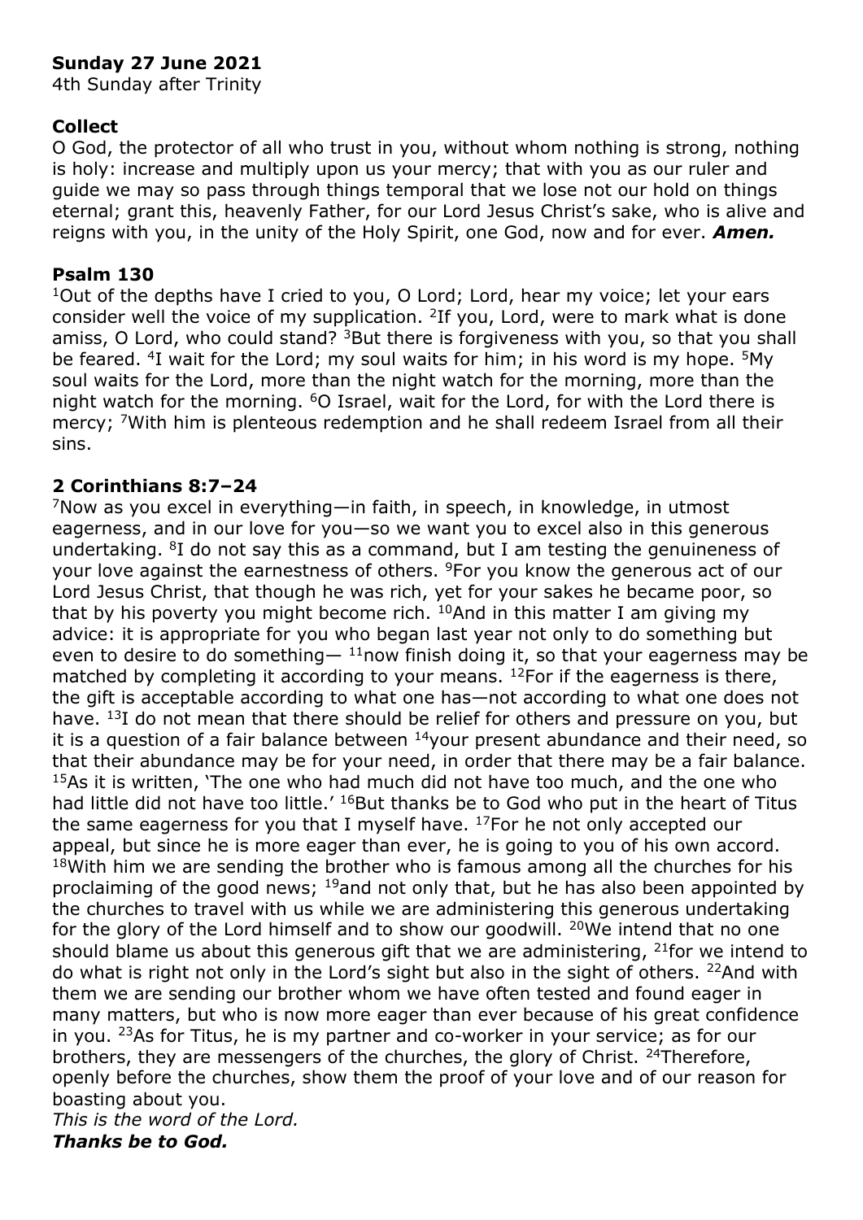**Sunday 27 June 2021**
4th Sunday after Trinity

**Collect**
O God, the protector of all who trust in you, without whom nothing is strong, nothing is holy: increase and multiply upon us your mercy; that with you as our ruler and guide we may so pass through things temporal that we lose not our hold on things eternal; grant this, heavenly Father, for our Lord Jesus Christ's sake, who is alive and reigns with you, in the unity of the Holy Spirit, one God, now and for ever. ***Amen.***

**Psalm 130**
[1]Out of the depths have I cried to you, O Lord; Lord, hear my voice; let your ears consider well the voice of my supplication. [2]If you, Lord, were to mark what is done amiss, O Lord, who could stand? [3]But there is forgiveness with you, so that you shall be feared. [4]I wait for the Lord; my soul waits for him; in his word is my hope. [5]My soul waits for the Lord, more than the night watch for the morning, more than the night watch for the morning. [6]O Israel, wait for the Lord, for with the Lord there is mercy; [7]With him is plenteous redemption and he shall redeem Israel from all their sins.

**2 Corinthians 8:7–24**
[7]Now as you excel in everything—in faith, in speech, in knowledge, in utmost eagerness, and in our love for you—so we want you to excel also in this generous undertaking. [8]I do not say this as a command, but I am testing the genuineness of your love against the earnestness of others. [9]For you know the generous act of our Lord Jesus Christ, that though he was rich, yet for your sakes he became poor, so that by his poverty you might become rich. [10]And in this matter I am giving my advice: it is appropriate for you who began last year not only to do something but even to desire to do something— [11]now finish doing it, so that your eagerness may be matched by completing it according to your means. [12]For if the eagerness is there, the gift is acceptable according to what one has—not according to what one does not have. [13]I do not mean that there should be relief for others and pressure on you, but it is a question of a fair balance between [14]your present abundance and their need, so that their abundance may be for your need, in order that there may be a fair balance. [15]As it is written, 'The one who had much did not have too much, and the one who had little did not have too little.' [16]But thanks be to God who put in the heart of Titus the same eagerness for you that I myself have. [17]For he not only accepted our appeal, but since he is more eager than ever, he is going to you of his own accord. [18]With him we are sending the brother who is famous among all the churches for his proclaiming of the good news; [19]and not only that, but he has also been appointed by the churches to travel with us while we are administering this generous undertaking for the glory of the Lord himself and to show our goodwill. [20]We intend that no one should blame us about this generous gift that we are administering, [21]for we intend to do what is right not only in the Lord's sight but also in the sight of others. [22]And with them we are sending our brother whom we have often tested and found eager in many matters, but who is now more eager than ever because of his great confidence in you. [23]As for Titus, he is my partner and co-worker in your service; as for our brothers, they are messengers of the churches, the glory of Christ. [24]Therefore, openly before the churches, show them the proof of your love and of our reason for boasting about you.
*This is the word of the Lord.*
***Thanks be to God.***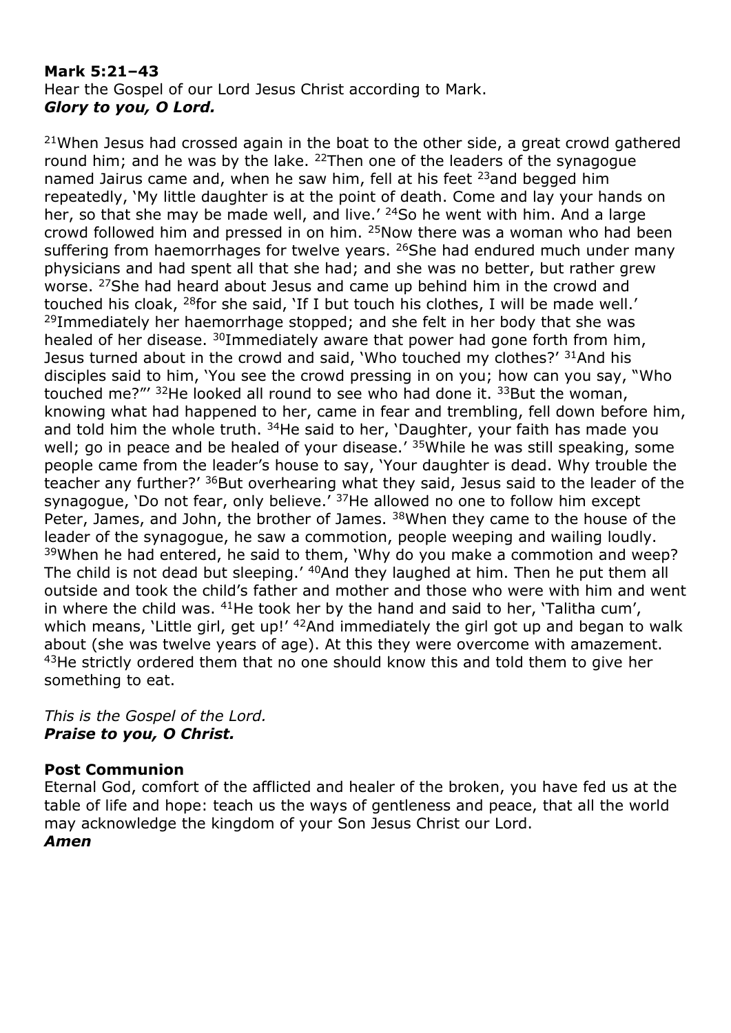**Mark 5:21–43**
Hear the Gospel of our Lord Jesus Christ according to Mark.
***Glory to you, O Lord.***

[21]When Jesus had crossed again in the boat to the other side, a great crowd gathered round him; and he was by the lake. [22]Then one of the leaders of the synagogue named Jairus came and, when he saw him, fell at his feet [23]and begged him repeatedly, 'My little daughter is at the point of death. Come and lay your hands on her, so that she may be made well, and live.' [24]So he went with him. And a large crowd followed him and pressed in on him. [25]Now there was a woman who had been suffering from haemorrhages for twelve years. [26]She had endured much under many physicians and had spent all that she had; and she was no better, but rather grew worse. [27]She had heard about Jesus and came up behind him in the crowd and touched his cloak, [28]for she said, 'If I but touch his clothes, I will be made well.' [29]Immediately her haemorrhage stopped; and she felt in her body that she was healed of her disease. [30]Immediately aware that power had gone forth from him, Jesus turned about in the crowd and said, 'Who touched my clothes?' [31]And his disciples said to him, 'You see the crowd pressing in on you; how can you say, "Who touched me?"' [32]He looked all round to see who had done it. [33]But the woman, knowing what had happened to her, came in fear and trembling, fell down before him, and told him the whole truth. [34]He said to her, 'Daughter, your faith has made you well; go in peace and be healed of your disease.' [35]While he was still speaking, some people came from the leader's house to say, 'Your daughter is dead. Why trouble the teacher any further?' [36]But overhearing what they said, Jesus said to the leader of the synagogue, 'Do not fear, only believe.' [37]He allowed no one to follow him except Peter, James, and John, the brother of James. [38]When they came to the house of the leader of the synagogue, he saw a commotion, people weeping and wailing loudly. [39]When he had entered, he said to them, 'Why do you make a commotion and weep? The child is not dead but sleeping.' [40]And they laughed at him. Then he put them all outside and took the child's father and mother and those who were with him and went in where the child was. [41]He took her by the hand and said to her, 'Talitha cum', which means, 'Little girl, get up!' [42]And immediately the girl got up and began to walk about (she was twelve years of age). At this they were overcome with amazement. [43]He strictly ordered them that no one should know this and told them to give her something to eat.

*This is the Gospel of the Lord.*
***Praise to you, O Christ.***

**Post Communion**
Eternal God, comfort of the afflicted and healer of the broken, you have fed us at the table of life and hope: teach us the ways of gentleness and peace, that all the world may acknowledge the kingdom of your Son Jesus Christ our Lord.
***Amen***